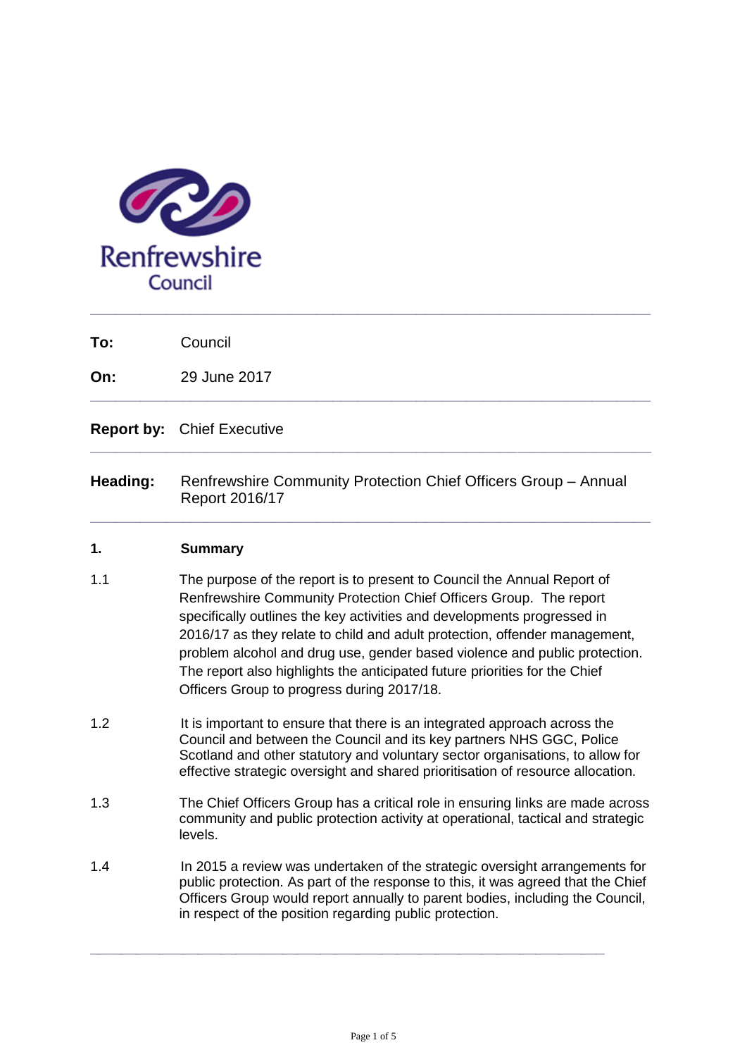Renfrewshire Council

---

**To:** Council

**On:** 29 June 2017

---

**Report by:** Chief Executive

---

**Heading:** Renfrewshire Community Protection Chief Officers Group – Annual Report 2016/17

---

## 1. Summary

1.1 The purpose of the report is to present to Council the Annual Report of Renfrewshire Community Protection Chief Officers Group. The report specifically outlines the key activities and developments progressed in 2016/17 as they relate to child and adult protection, offender management, problem alcohol and drug use, gender based violence and public protection. The report also highlights the anticipated future priorities for the Chief Officers Group to progress during 2017/18.

1.2 It is important to ensure that there is an integrated approach across the Council and between the Council and its key partners NHS GGC, Police Scotland and other statutory and voluntary sector organisations, to allow for effective strategic oversight and shared prioritisation of resource allocation.

1.3 The Chief Officers Group has a critical role in ensuring links are made across community and public protection activity at operational, tactical and strategic levels.

1.4 In 2015 a review was undertaken of the strategic oversight arrangements for public protection. As part of the response to this, it was agreed that the Chief Officers Group would report annually to parent bodies, including the Council, in respect of the position regarding public protection.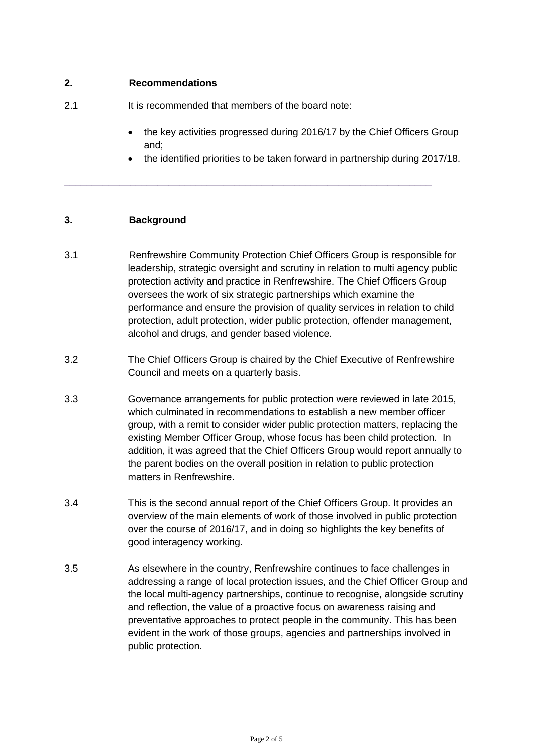## 2. Recommendations

2.1 It is recommended that members of the board note:

- the key activities progressed during 2016/17 by the Chief Officers Group and;
- the identified priorities to be taken forward in partnership during 2017/18.

---

## 3. Background

3.1 Renfrewshire Community Protection Chief Officers Group is responsible for leadership, strategic oversight and scrutiny in relation to multi agency public protection activity and practice in Renfrewshire. The Chief Officers Group oversees the work of six strategic partnerships which examine the performance and ensure the provision of quality services in relation to child protection, adult protection, wider public protection, offender management, alcohol and drugs, and gender based violence.

3.2 The Chief Officers Group is chaired by the Chief Executive of Renfrewshire Council and meets on a quarterly basis.

3.3 Governance arrangements for public protection were reviewed in late 2015, which culminated in recommendations to establish a new member officer group, with a remit to consider wider public protection matters, replacing the existing Member Officer Group, whose focus has been child protection. In addition, it was agreed that the Chief Officers Group would report annually to the parent bodies on the overall position in relation to public protection matters in Renfrewshire.

3.4 This is the second annual report of the Chief Officers Group. It provides an overview of the main elements of work of those involved in public protection over the course of 2016/17, and in doing so highlights the key benefits of good interagency working.

3.5 As elsewhere in the country, Renfrewshire continues to face challenges in addressing a range of local protection issues, and the Chief Officer Group and the local multi-agency partnerships, continue to recognise, alongside scrutiny and reflection, the value of a proactive focus on awareness raising and preventative approaches to protect people in the community. This has been evident in the work of those groups, agencies and partnerships involved in public protection.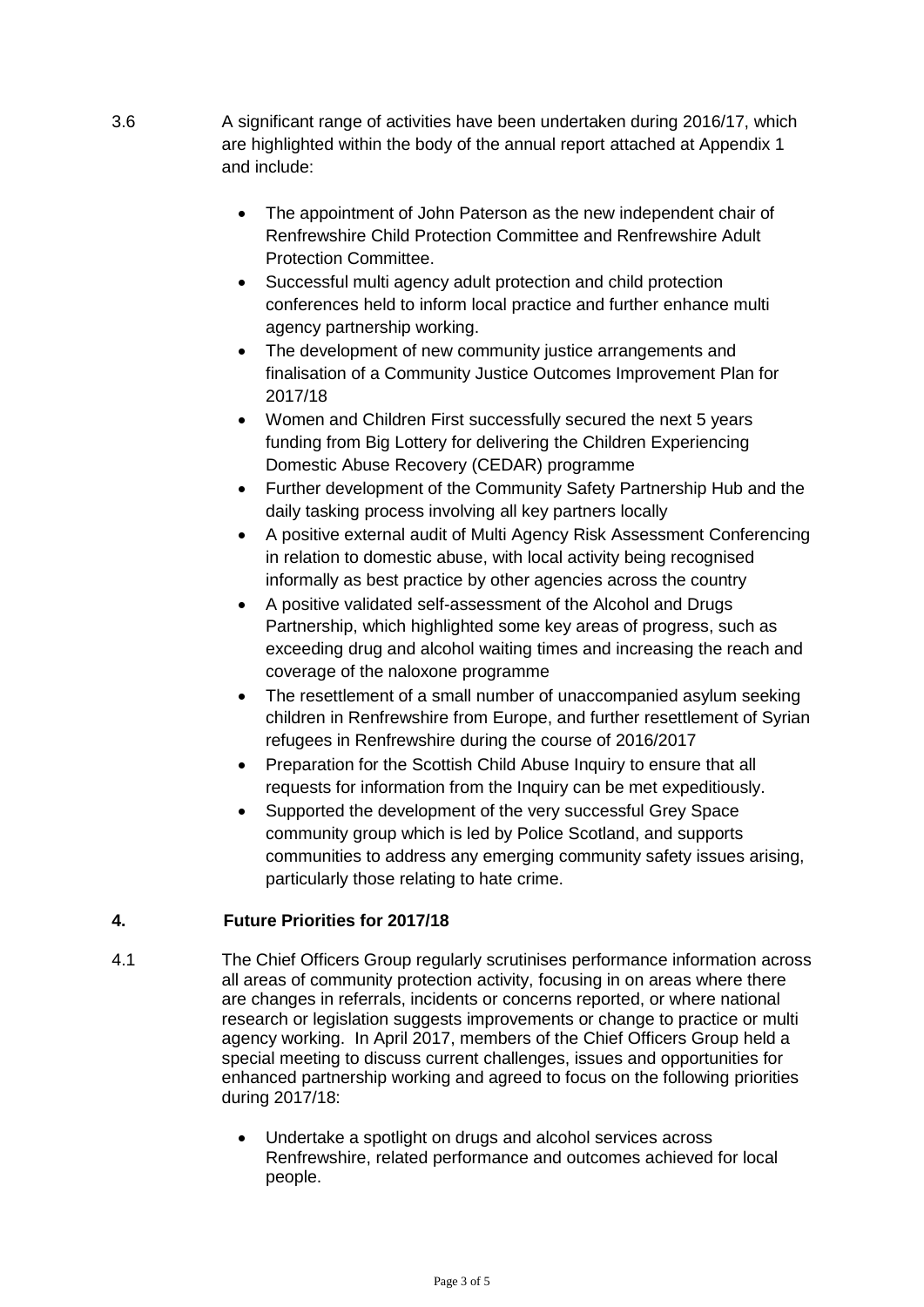3.6 A significant range of activities have been undertaken during 2016/17, which are highlighted within the body of the annual report attached at Appendix 1 and include:

- The appointment of John Paterson as the new independent chair of Renfrewshire Child Protection Committee and Renfrewshire Adult Protection Committee.
- Successful multi agency adult protection and child protection conferences held to inform local practice and further enhance multi agency partnership working.
- The development of new community justice arrangements and finalisation of a Community Justice Outcomes Improvement Plan for 2017/18
- Women and Children First successfully secured the next 5 years funding from Big Lottery for delivering the Children Experiencing Domestic Abuse Recovery (CEDAR) programme
- Further development of the Community Safety Partnership Hub and the daily tasking process involving all key partners locally
- A positive external audit of Multi Agency Risk Assessment Conferencing in relation to domestic abuse, with local activity being recognised informally as best practice by other agencies across the country
- A positive validated self-assessment of the Alcohol and Drugs Partnership, which highlighted some key areas of progress, such as exceeding drug and alcohol waiting times and increasing the reach and coverage of the naloxone programme
- The resettlement of a small number of unaccompanied asylum seeking children in Renfrewshire from Europe, and further resettlement of Syrian refugees in Renfrewshire during the course of 2016/2017
- Preparation for the Scottish Child Abuse Inquiry to ensure that all requests for information from the Inquiry can be met expeditiously.
- Supported the development of the very successful Grey Space community group which is led by Police Scotland, and supports communities to address any emerging community safety issues arising, particularly those relating to hate crime.

## 4. Future Priorities for 2017/18

4.1 The Chief Officers Group regularly scrutinises performance information across all areas of community protection activity, focusing in on areas where there are changes in referrals, incidents or concerns reported, or where national research or legislation suggests improvements or change to practice or multi agency working. In April 2017, members of the Chief Officers Group held a special meeting to discuss current challenges, issues and opportunities for enhanced partnership working and agreed to focus on the following priorities during 2017/18:

- Undertake a spotlight on drugs and alcohol services across Renfrewshire, related performance and outcomes achieved for local people.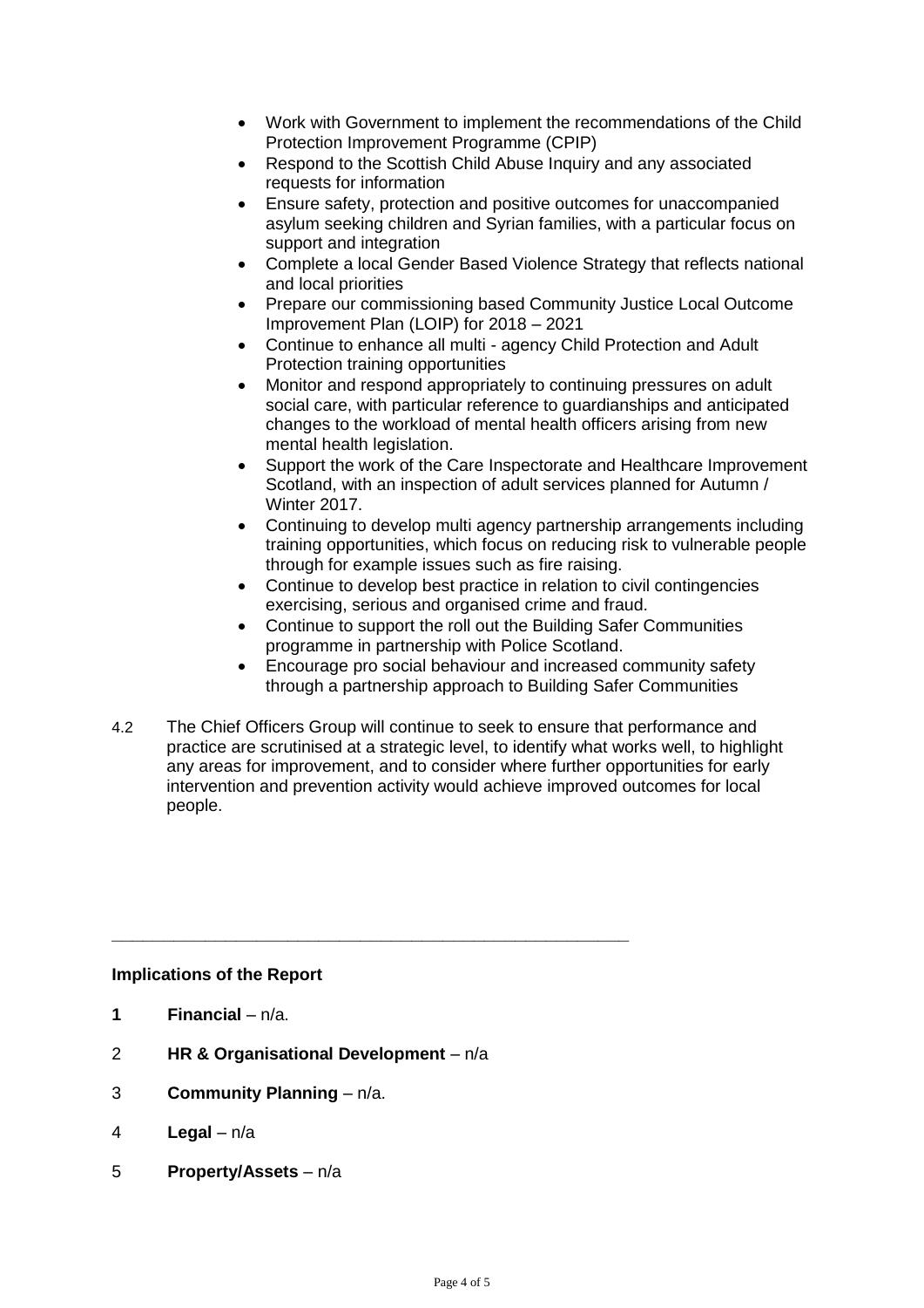- Work with Government to implement the recommendations of the Child Protection Improvement Programme (CPIP)
- Respond to the Scottish Child Abuse Inquiry and any associated requests for information
- Ensure safety, protection and positive outcomes for unaccompanied asylum seeking children and Syrian families, with a particular focus on support and integration
- Complete a local Gender Based Violence Strategy that reflects national and local priorities
- Prepare our commissioning based Community Justice Local Outcome Improvement Plan (LOIP) for 2018 – 2021
- Continue to enhance all multi - agency Child Protection and Adult Protection training opportunities
- Monitor and respond appropriately to continuing pressures on adult social care, with particular reference to guardianships and anticipated changes to the workload of mental health officers arising from new mental health legislation.
- Support the work of the Care Inspectorate and Healthcare Improvement Scotland, with an inspection of adult services planned for Autumn / Winter 2017.
- Continuing to develop multi agency partnership arrangements including training opportunities, which focus on reducing risk to vulnerable people through for example issues such as fire raising.
- Continue to develop best practice in relation to civil contingencies exercising, serious and organised crime and fraud.
- Continue to support the roll out the Building Safer Communities programme in partnership with Police Scotland.
- Encourage pro social behaviour and increased community safety through a partnership approach to Building Safer Communities

4.2 The Chief Officers Group will continue to seek to ensure that performance and practice are scrutinised at a strategic level, to identify what works well, to highlight any areas for improvement, and to consider where further opportunities for early intervention and prevention activity would achieve improved outcomes for local people.

---

**Implications of the Report**

1. **Financial** – n/a.
2. **HR & Organisational Development** – n/a
3. **Community Planning** – n/a.
4. **Legal** – n/a
5. **Property/Assets** – n/a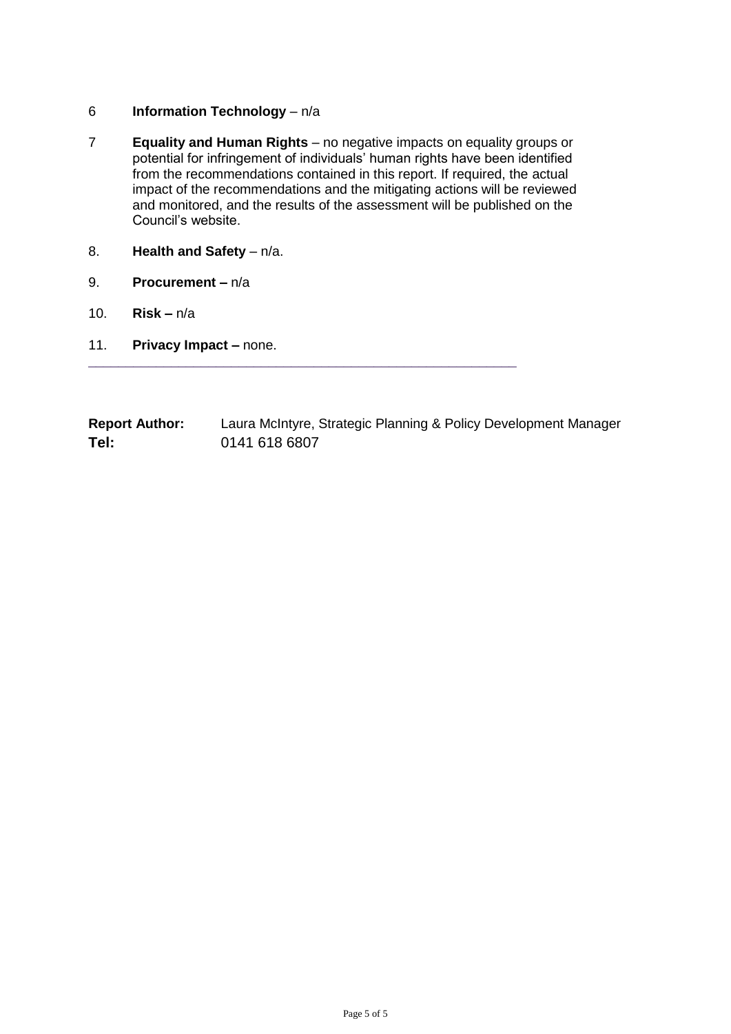6 **Information Technology** – n/a

7 **Equality and Human Rights** – no negative impacts on equality groups or potential for infringement of individuals' human rights have been identified from the recommendations contained in this report. If required, the actual impact of the recommendations and the mitigating actions will be reviewed and monitored, and the results of the assessment will be published on the Council's website.

8. **Health and Safety** – n/a.

9. **Procurement –** n/a

10. **Risk –** n/a

11. **Privacy Impact –** none.

---

**Report Author:** Laura McIntyre, Strategic Planning & Policy Development Manager
**Tel:** 0141 618 6807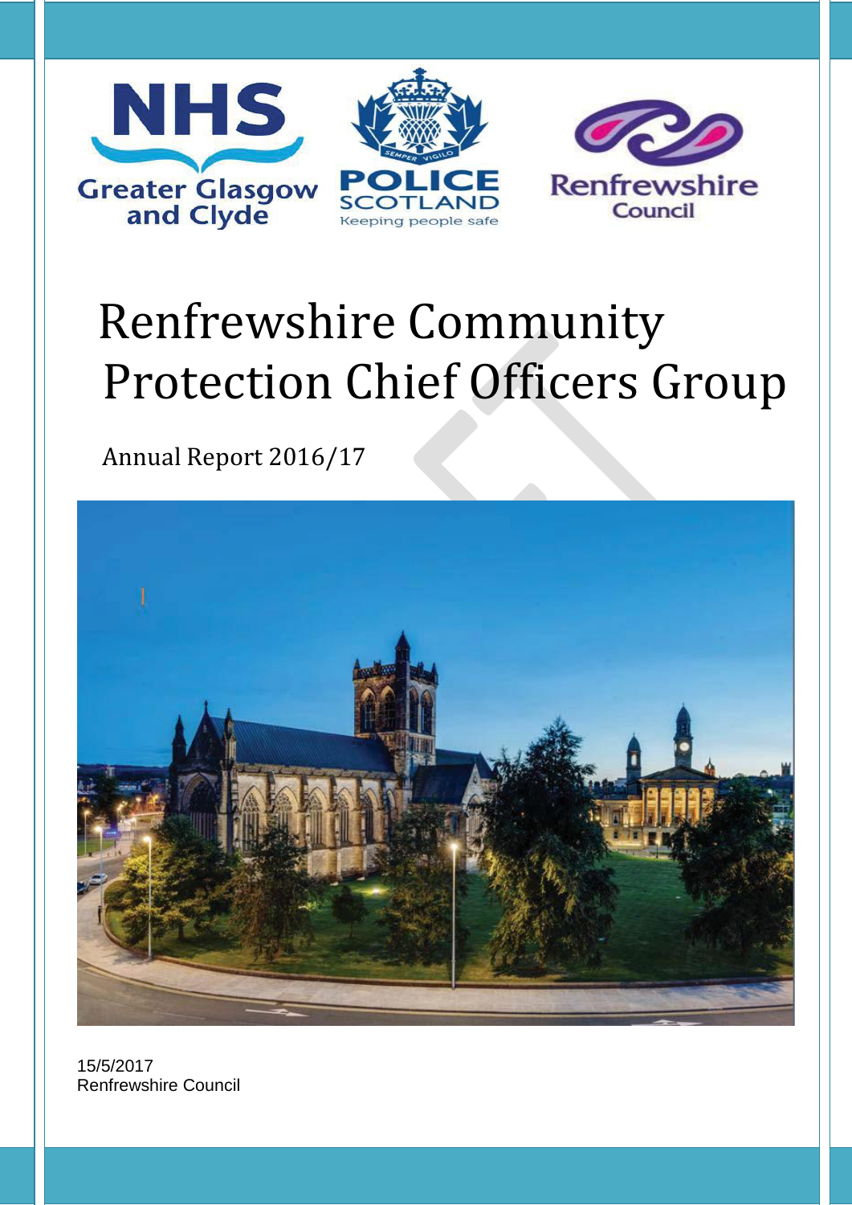# Renfrewshire Community Protection Chief Officers Group

Annual Report 2016/17

15/5/2017
Renfrewshire Council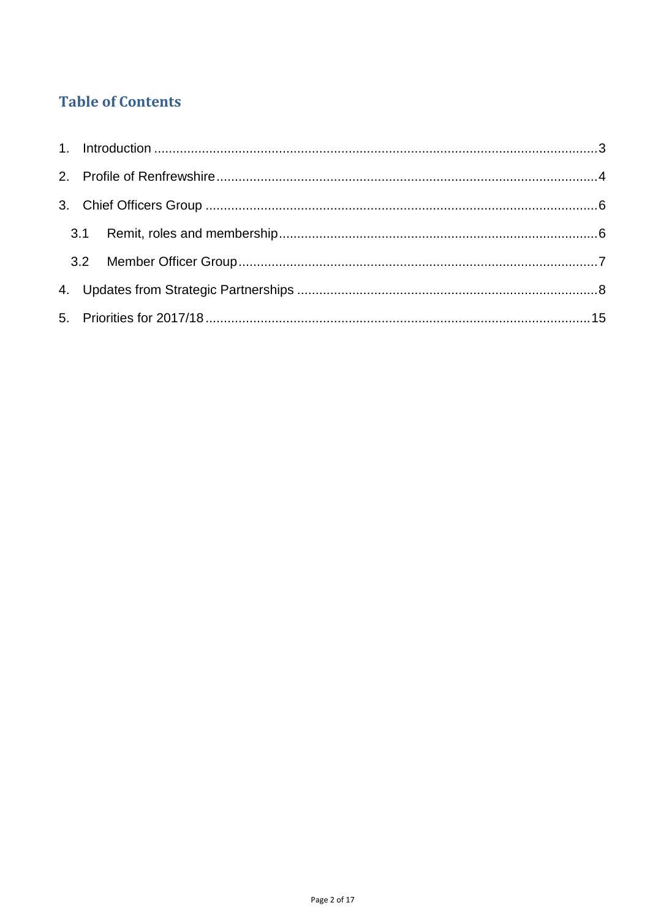## Table of Contents

1. Introduction ........................................................................................................................3
2. Profile of Renfrewshire........................................................................................................4
3. Chief Officers Group ...........................................................................................................6
   - 3.1 Remit, roles and membership.......................................................................................6
   - 3.2 Member Officer Group..................................................................................................7
4. Updates from Strategic Partnerships ..................................................................................8
5. Priorities for 2017/18.........................................................................................................15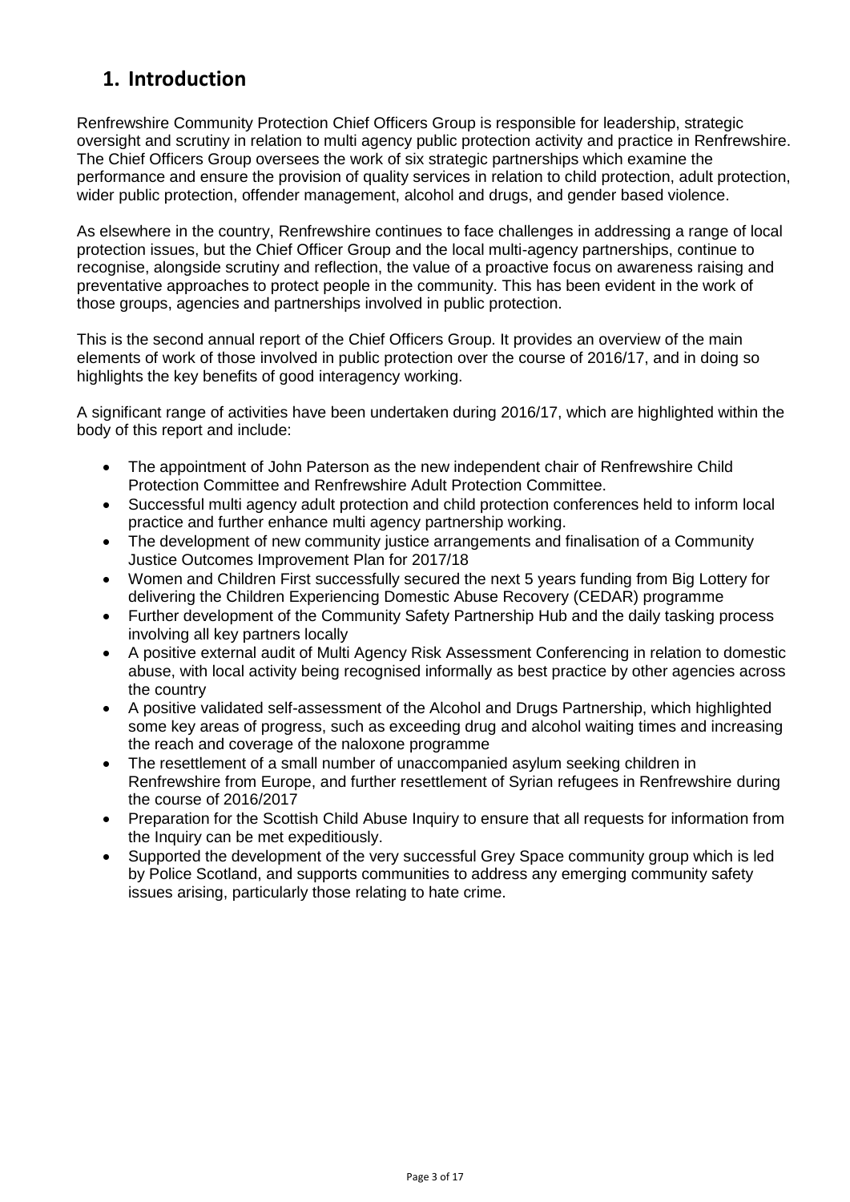# 1. Introduction

Renfrewshire Community Protection Chief Officers Group is responsible for leadership, strategic oversight and scrutiny in relation to multi agency public protection activity and practice in Renfrewshire. The Chief Officers Group oversees the work of six strategic partnerships which examine the performance and ensure the provision of quality services in relation to child protection, adult protection, wider public protection, offender management, alcohol and drugs, and gender based violence.

As elsewhere in the country, Renfrewshire continues to face challenges in addressing a range of local protection issues, but the Chief Officer Group and the local multi-agency partnerships, continue to recognise, alongside scrutiny and reflection, the value of a proactive focus on awareness raising and preventative approaches to protect people in the community. This has been evident in the work of those groups, agencies and partnerships involved in public protection.

This is the second annual report of the Chief Officers Group. It provides an overview of the main elements of work of those involved in public protection over the course of 2016/17, and in doing so highlights the key benefits of good interagency working.

A significant range of activities have been undertaken during 2016/17, which are highlighted within the body of this report and include:

- The appointment of John Paterson as the new independent chair of Renfrewshire Child Protection Committee and Renfrewshire Adult Protection Committee.
- Successful multi agency adult protection and child protection conferences held to inform local practice and further enhance multi agency partnership working.
- The development of new community justice arrangements and finalisation of a Community Justice Outcomes Improvement Plan for 2017/18
- Women and Children First successfully secured the next 5 years funding from Big Lottery for delivering the Children Experiencing Domestic Abuse Recovery (CEDAR) programme
- Further development of the Community Safety Partnership Hub and the daily tasking process involving all key partners locally
- A positive external audit of Multi Agency Risk Assessment Conferencing in relation to domestic abuse, with local activity being recognised informally as best practice by other agencies across the country
- A positive validated self-assessment of the Alcohol and Drugs Partnership, which highlighted some key areas of progress, such as exceeding drug and alcohol waiting times and increasing the reach and coverage of the naloxone programme
- The resettlement of a small number of unaccompanied asylum seeking children in Renfrewshire from Europe, and further resettlement of Syrian refugees in Renfrewshire during the course of 2016/2017
- Preparation for the Scottish Child Abuse Inquiry to ensure that all requests for information from the Inquiry can be met expeditiously.
- Supported the development of the very successful Grey Space community group which is led by Police Scotland, and supports communities to address any emerging community safety issues arising, particularly those relating to hate crime.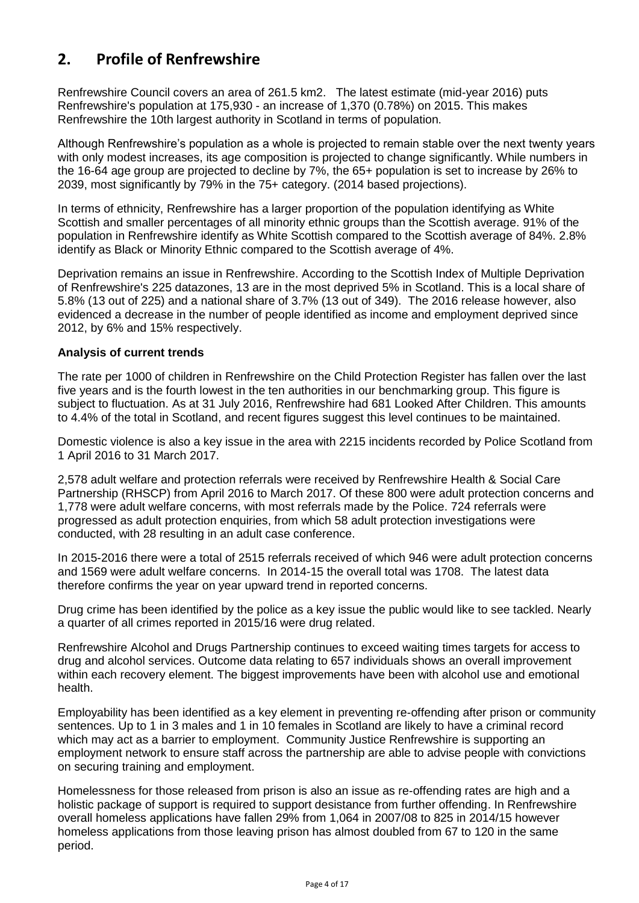## 2. Profile of Renfrewshire

Renfrewshire Council covers an area of 261.5 km2. The latest estimate (mid-year 2016) puts Renfrewshire's population at 175,930 - an increase of 1,370 (0.78%) on 2015. This makes Renfrewshire the 10th largest authority in Scotland in terms of population.

Although Renfrewshire's population as a whole is projected to remain stable over the next twenty years with only modest increases, its age composition is projected to change significantly. While numbers in the 16-64 age group are projected to decline by 7%, the 65+ population is set to increase by 26% to 2039, most significantly by 79% in the 75+ category. (2014 based projections).

In terms of ethnicity, Renfrewshire has a larger proportion of the population identifying as White Scottish and smaller percentages of all minority ethnic groups than the Scottish average. 91% of the population in Renfrewshire identify as White Scottish compared to the Scottish average of 84%. 2.8% identify as Black or Minority Ethnic compared to the Scottish average of 4%.

Deprivation remains an issue in Renfrewshire. According to the Scottish Index of Multiple Deprivation of Renfrewshire's 225 datazones, 13 are in the most deprived 5% in Scotland. This is a local share of 5.8% (13 out of 225) and a national share of 3.7% (13 out of 349). The 2016 release however, also evidenced a decrease in the number of people identified as income and employment deprived since 2012, by 6% and 15% respectively.

**Analysis of current trends**

The rate per 1000 of children in Renfrewshire on the Child Protection Register has fallen over the last five years and is the fourth lowest in the ten authorities in our benchmarking group. This figure is subject to fluctuation. As at 31 July 2016, Renfrewshire had 681 Looked After Children. This amounts to 4.4% of the total in Scotland, and recent figures suggest this level continues to be maintained.

Domestic violence is also a key issue in the area with 2215 incidents recorded by Police Scotland from 1 April 2016 to 31 March 2017.

2,578 adult welfare and protection referrals were received by Renfrewshire Health & Social Care Partnership (RHSCP) from April 2016 to March 2017. Of these 800 were adult protection concerns and 1,778 were adult welfare concerns, with most referrals made by the Police. 724 referrals were progressed as adult protection enquiries, from which 58 adult protection investigations were conducted, with 28 resulting in an adult case conference.

In 2015-2016 there were a total of 2515 referrals received of which 946 were adult protection concerns and 1569 were adult welfare concerns. In 2014-15 the overall total was 1708. The latest data therefore confirms the year on year upward trend in reported concerns.

Drug crime has been identified by the police as a key issue the public would like to see tackled. Nearly a quarter of all crimes reported in 2015/16 were drug related.

Renfrewshire Alcohol and Drugs Partnership continues to exceed waiting times targets for access to drug and alcohol services. Outcome data relating to 657 individuals shows an overall improvement within each recovery element. The biggest improvements have been with alcohol use and emotional health.

Employability has been identified as a key element in preventing re-offending after prison or community sentences. Up to 1 in 3 males and 1 in 10 females in Scotland are likely to have a criminal record which may act as a barrier to employment. Community Justice Renfrewshire is supporting an employment network to ensure staff across the partnership are able to advise people with convictions on securing training and employment.

Homelessness for those released from prison is also an issue as re-offending rates are high and a holistic package of support is required to support desistance from further offending. In Renfrewshire overall homeless applications have fallen 29% from 1,064 in 2007/08 to 825 in 2014/15 however homeless applications from those leaving prison has almost doubled from 67 to 120 in the same period.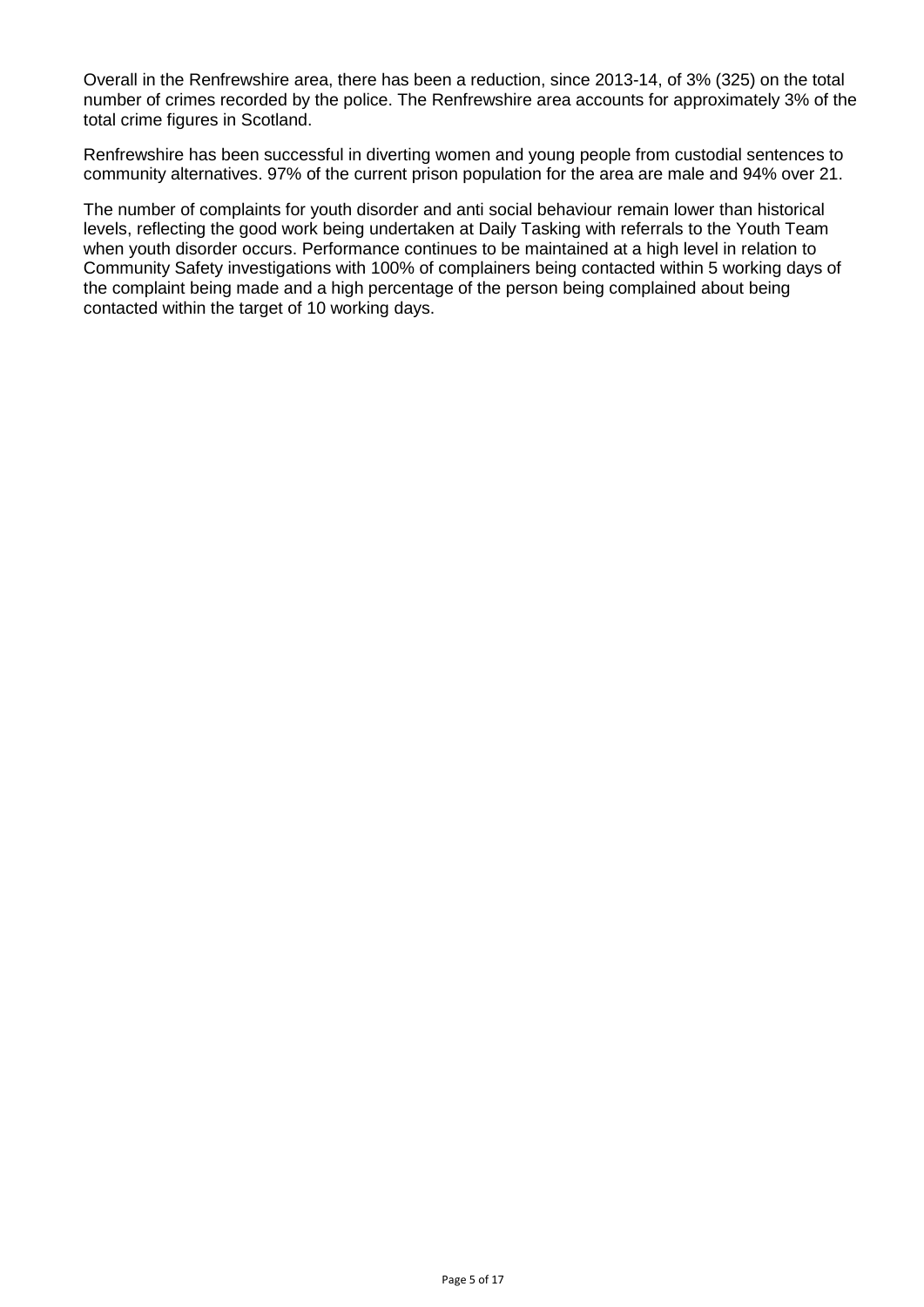Overall in the Renfrewshire area, there has been a reduction, since 2013-14, of 3% (325) on the total number of crimes recorded by the police. The Renfrewshire area accounts for approximately 3% of the total crime figures in Scotland.

Renfrewshire has been successful in diverting women and young people from custodial sentences to community alternatives. 97% of the current prison population for the area are male and 94% over 21.

The number of complaints for youth disorder and anti social behaviour remain lower than historical levels, reflecting the good work being undertaken at Daily Tasking with referrals to the Youth Team when youth disorder occurs. Performance continues to be maintained at a high level in relation to Community Safety investigations with 100% of complainers being contacted within 5 working days of the complaint being made and a high percentage of the person being complained about being contacted within the target of 10 working days.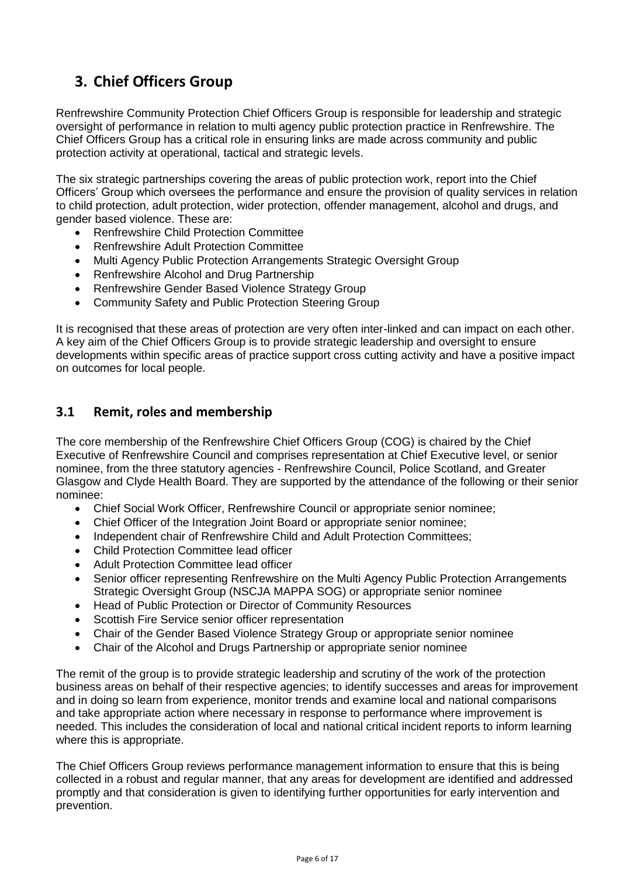## 3. Chief Officers Group

Renfrewshire Community Protection Chief Officers Group is responsible for leadership and strategic oversight of performance in relation to multi agency public protection practice in Renfrewshire. The Chief Officers Group has a critical role in ensuring links are made across community and public protection activity at operational, tactical and strategic levels.

The six strategic partnerships covering the areas of public protection work, report into the Chief Officers' Group which oversees the performance and ensure the provision of quality services in relation to child protection, adult protection, wider protection, offender management, alcohol and drugs, and gender based violence. These are:

- Renfrewshire Child Protection Committee
- Renfrewshire Adult Protection Committee
- Multi Agency Public Protection Arrangements Strategic Oversight Group
- Renfrewshire Alcohol and Drug Partnership
- Renfrewshire Gender Based Violence Strategy Group
- Community Safety and Public Protection Steering Group

It is recognised that these areas of protection are very often inter-linked and can impact on each other. A key aim of the Chief Officers Group is to provide strategic leadership and oversight to ensure developments within specific areas of practice support cross cutting activity and have a positive impact on outcomes for local people.

### 3.1 Remit, roles and membership

The core membership of the Renfrewshire Chief Officers Group (COG) is chaired by the Chief Executive of Renfrewshire Council and comprises representation at Chief Executive level, or senior nominee, from the three statutory agencies - Renfrewshire Council, Police Scotland, and Greater Glasgow and Clyde Health Board. They are supported by the attendance of the following or their senior nominee:

- Chief Social Work Officer, Renfrewshire Council or appropriate senior nominee;
- Chief Officer of the Integration Joint Board or appropriate senior nominee;
- Independent chair of Renfrewshire Child and Adult Protection Committees;
- Child Protection Committee lead officer
- Adult Protection Committee lead officer
- Senior officer representing Renfrewshire on the Multi Agency Public Protection Arrangements Strategic Oversight Group (NSCJA MAPPA SOG) or appropriate senior nominee
- Head of Public Protection or Director of Community Resources
- Scottish Fire Service senior officer representation
- Chair of the Gender Based Violence Strategy Group or appropriate senior nominee
- Chair of the Alcohol and Drugs Partnership or appropriate senior nominee

The remit of the group is to provide strategic leadership and scrutiny of the work of the protection business areas on behalf of their respective agencies; to identify successes and areas for improvement and in doing so learn from experience, monitor trends and examine local and national comparisons and take appropriate action where necessary in response to performance where improvement is needed. This includes the consideration of local and national critical incident reports to inform learning where this is appropriate.

The Chief Officers Group reviews performance management information to ensure that this is being collected in a robust and regular manner, that any areas for development are identified and addressed promptly and that consideration is given to identifying further opportunities for early intervention and prevention.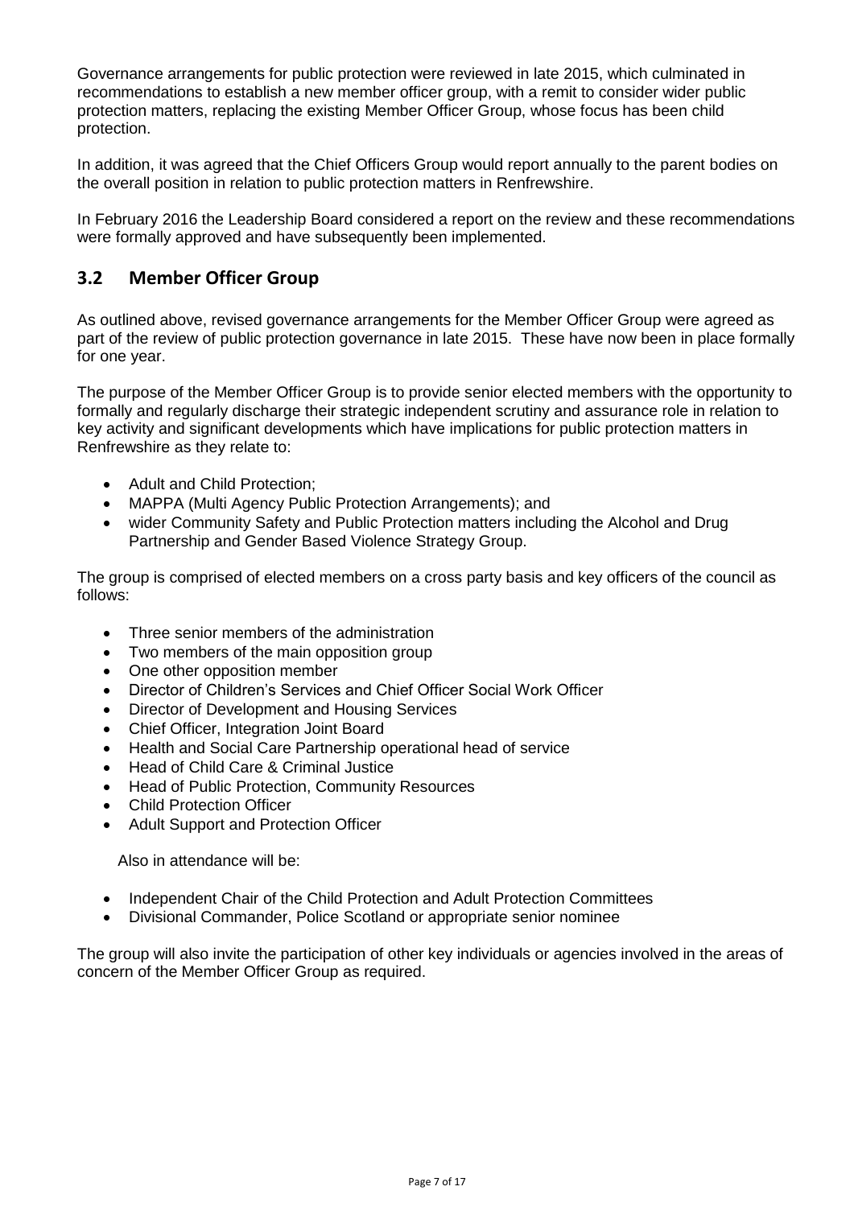Governance arrangements for public protection were reviewed in late 2015, which culminated in recommendations to establish a new member officer group, with a remit to consider wider public protection matters, replacing the existing Member Officer Group, whose focus has been child protection.

In addition, it was agreed that the Chief Officers Group would report annually to the parent bodies on the overall position in relation to public protection matters in Renfrewshire.

In February 2016 the Leadership Board considered a report on the review and these recommendations were formally approved and have subsequently been implemented.

## 3.2 Member Officer Group

As outlined above, revised governance arrangements for the Member Officer Group were agreed as part of the review of public protection governance in late 2015. These have now been in place formally for one year.

The purpose of the Member Officer Group is to provide senior elected members with the opportunity to formally and regularly discharge their strategic independent scrutiny and assurance role in relation to key activity and significant developments which have implications for public protection matters in Renfrewshire as they relate to:

- Adult and Child Protection;
- MAPPA (Multi Agency Public Protection Arrangements); and
- wider Community Safety and Public Protection matters including the Alcohol and Drug Partnership and Gender Based Violence Strategy Group.

The group is comprised of elected members on a cross party basis and key officers of the council as follows:

- Three senior members of the administration
- Two members of the main opposition group
- One other opposition member
- Director of Children's Services and Chief Officer Social Work Officer
- Director of Development and Housing Services
- Chief Officer, Integration Joint Board
- Health and Social Care Partnership operational head of service
- Head of Child Care & Criminal Justice
- Head of Public Protection, Community Resources
- Child Protection Officer
- Adult Support and Protection Officer

Also in attendance will be:

- Independent Chair of the Child Protection and Adult Protection Committees
- Divisional Commander, Police Scotland or appropriate senior nominee

The group will also invite the participation of other key individuals or agencies involved in the areas of concern of the Member Officer Group as required.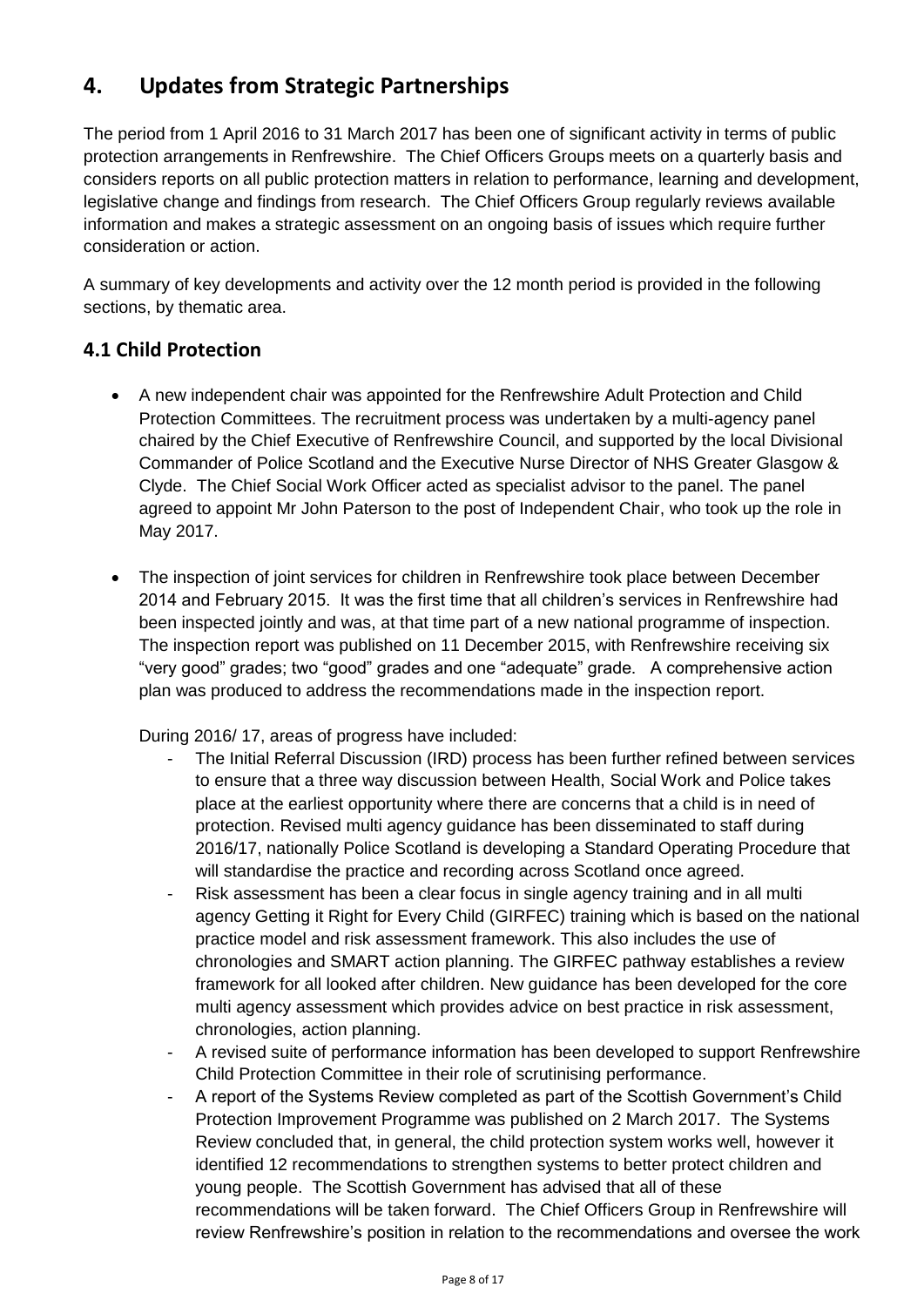## 4. Updates from Strategic Partnerships

The period from 1 April 2016 to 31 March 2017 has been one of significant activity in terms of public protection arrangements in Renfrewshire. The Chief Officers Groups meets on a quarterly basis and considers reports on all public protection matters in relation to performance, learning and development, legislative change and findings from research. The Chief Officers Group regularly reviews available information and makes a strategic assessment on an ongoing basis of issues which require further consideration or action.

A summary of key developments and activity over the 12 month period is provided in the following sections, by thematic area.

### 4.1 Child Protection

- A new independent chair was appointed for the Renfrewshire Adult Protection and Child Protection Committees. The recruitment process was undertaken by a multi-agency panel chaired by the Chief Executive of Renfrewshire Council, and supported by the local Divisional Commander of Police Scotland and the Executive Nurse Director of NHS Greater Glasgow & Clyde. The Chief Social Work Officer acted as specialist advisor to the panel. The panel agreed to appoint Mr John Paterson to the post of Independent Chair, who took up the role in May 2017.

- The inspection of joint services for children in Renfrewshire took place between December 2014 and February 2015. It was the first time that all children's services in Renfrewshire had been inspected jointly and was, at that time part of a new national programme of inspection. The inspection report was published on 11 December 2015, with Renfrewshire receiving six "very good" grades; two "good" grades and one "adequate" grade. A comprehensive action plan was produced to address the recommendations made in the inspection report.

  During 2016/ 17, areas of progress have included:

  - The Initial Referral Discussion (IRD) process has been further refined between services to ensure that a three way discussion between Health, Social Work and Police takes place at the earliest opportunity where there are concerns that a child is in need of protection. Revised multi agency guidance has been disseminated to staff during 2016/17, nationally Police Scotland is developing a Standard Operating Procedure that will standardise the practice and recording across Scotland once agreed.
  - Risk assessment has been a clear focus in single agency training and in all multi agency Getting it Right for Every Child (GIRFEC) training which is based on the national practice model and risk assessment framework. This also includes the use of chronologies and SMART action planning. The GIRFEC pathway establishes a review framework for all looked after children. New guidance has been developed for the core multi agency assessment which provides advice on best practice in risk assessment, chronologies, action planning.
  - A revised suite of performance information has been developed to support Renfrewshire Child Protection Committee in their role of scrutinising performance.
  - A report of the Systems Review completed as part of the Scottish Government's Child Protection Improvement Programme was published on 2 March 2017. The Systems Review concluded that, in general, the child protection system works well, however it identified 12 recommendations to strengthen systems to better protect children and young people. The Scottish Government has advised that all of these recommendations will be taken forward. The Chief Officers Group in Renfrewshire will review Renfrewshire's position in relation to the recommendations and oversee the work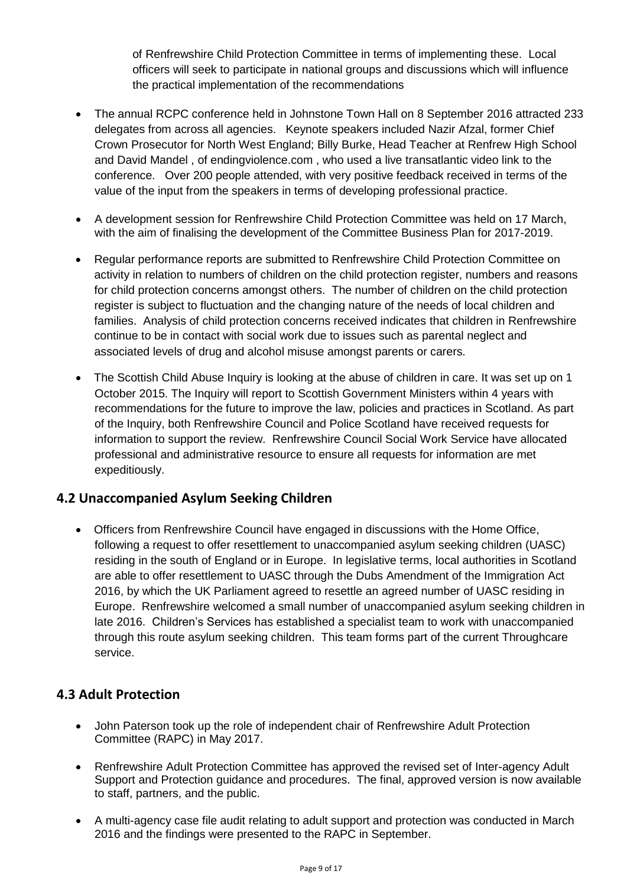of Renfrewshire Child Protection Committee in terms of implementing these. Local officers will seek to participate in national groups and discussions which will influence the practical implementation of the recommendations

- The annual RCPC conference held in Johnstone Town Hall on 8 September 2016 attracted 233 delegates from across all agencies. Keynote speakers included Nazir Afzal, former Chief Crown Prosecutor for North West England; Billy Burke, Head Teacher at Renfrew High School and David Mandel , of endingviolence.com , who used a live transatlantic video link to the conference. Over 200 people attended, with very positive feedback received in terms of the value of the input from the speakers in terms of developing professional practice.
- A development session for Renfrewshire Child Protection Committee was held on 17 March, with the aim of finalising the development of the Committee Business Plan for 2017-2019.
- Regular performance reports are submitted to Renfrewshire Child Protection Committee on activity in relation to numbers of children on the child protection register, numbers and reasons for child protection concerns amongst others. The number of children on the child protection register is subject to fluctuation and the changing nature of the needs of local children and families. Analysis of child protection concerns received indicates that children in Renfrewshire continue to be in contact with social work due to issues such as parental neglect and associated levels of drug and alcohol misuse amongst parents or carers.
- The Scottish Child Abuse Inquiry is looking at the abuse of children in care. It was set up on 1 October 2015. The Inquiry will report to Scottish Government Ministers within 4 years with recommendations for the future to improve the law, policies and practices in Scotland. As part of the Inquiry, both Renfrewshire Council and Police Scotland have received requests for information to support the review. Renfrewshire Council Social Work Service have allocated professional and administrative resource to ensure all requests for information are met expeditiously.

## 4.2 Unaccompanied Asylum Seeking Children

- Officers from Renfrewshire Council have engaged in discussions with the Home Office, following a request to offer resettlement to unaccompanied asylum seeking children (UASC) residing in the south of England or in Europe. In legislative terms, local authorities in Scotland are able to offer resettlement to UASC through the Dubs Amendment of the Immigration Act 2016, by which the UK Parliament agreed to resettle an agreed number of UASC residing in Europe. Renfrewshire welcomed a small number of unaccompanied asylum seeking children in late 2016. Children's Services has established a specialist team to work with unaccompanied through this route asylum seeking children. This team forms part of the current Throughcare service.

## 4.3 Adult Protection

- John Paterson took up the role of independent chair of Renfrewshire Adult Protection Committee (RAPC) in May 2017.
- Renfrewshire Adult Protection Committee has approved the revised set of Inter-agency Adult Support and Protection guidance and procedures. The final, approved version is now available to staff, partners, and the public.
- A multi-agency case file audit relating to adult support and protection was conducted in March 2016 and the findings were presented to the RAPC in September.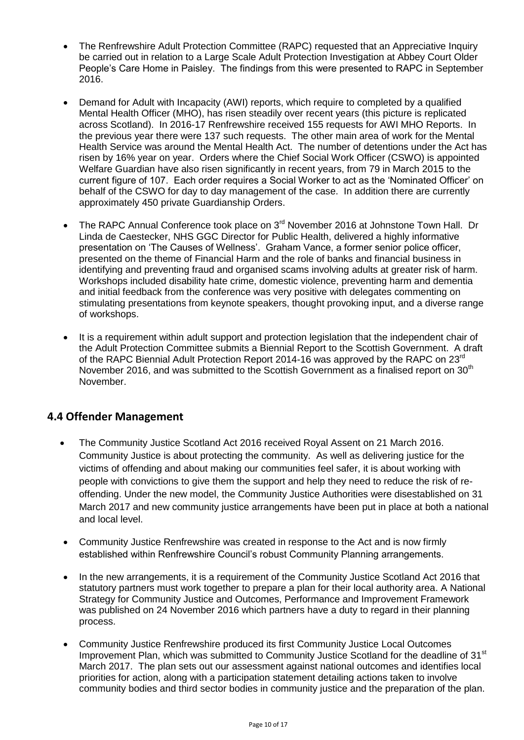- The Renfrewshire Adult Protection Committee (RAPC) requested that an Appreciative Inquiry be carried out in relation to a Large Scale Adult Protection Investigation at Abbey Court Older People's Care Home in Paisley. The findings from this were presented to RAPC in September 2016.

- Demand for Adult with Incapacity (AWI) reports, which require to completed by a qualified Mental Health Officer (MHO), has risen steadily over recent years (this picture is replicated across Scotland). In 2016-17 Renfrewshire received 155 requests for AWI MHO Reports. In the previous year there were 137 such requests. The other main area of work for the Mental Health Service was around the Mental Health Act. The number of detentions under the Act has risen by 16% year on year. Orders where the Chief Social Work Officer (CSWO) is appointed Welfare Guardian have also risen significantly in recent years, from 79 in March 2015 to the current figure of 107. Each order requires a Social Worker to act as the 'Nominated Officer' on behalf of the CSWO for day to day management of the case. In addition there are currently approximately 450 private Guardianship Orders.

- The RAPC Annual Conference took place on 3rd November 2016 at Johnstone Town Hall. Dr Linda de Caestecker, NHS GGC Director for Public Health, delivered a highly informative presentation on 'The Causes of Wellness'. Graham Vance, a former senior police officer, presented on the theme of Financial Harm and the role of banks and financial business in identifying and preventing fraud and organised scams involving adults at greater risk of harm. Workshops included disability hate crime, domestic violence, preventing harm and dementia and initial feedback from the conference was very positive with delegates commenting on stimulating presentations from keynote speakers, thought provoking input, and a diverse range of workshops.

- It is a requirement within adult support and protection legislation that the independent chair of the Adult Protection Committee submits a Biennial Report to the Scottish Government. A draft of the RAPC Biennial Adult Protection Report 2014-16 was approved by the RAPC on 23rd November 2016, and was submitted to the Scottish Government as a finalised report on 30th November.

## 4.4 Offender Management

- The Community Justice Scotland Act 2016 received Royal Assent on 21 March 2016. Community Justice is about protecting the community. As well as delivering justice for the victims of offending and about making our communities feel safer, it is about working with people with convictions to give them the support and help they need to reduce the risk of re-offending. Under the new model, the Community Justice Authorities were disestablished on 31 March 2017 and new community justice arrangements have been put in place at both a national and local level.

- Community Justice Renfrewshire was created in response to the Act and is now firmly established within Renfrewshire Council's robust Community Planning arrangements.

- In the new arrangements, it is a requirement of the Community Justice Scotland Act 2016 that statutory partners must work together to prepare a plan for their local authority area. A National Strategy for Community Justice and Outcomes, Performance and Improvement Framework was published on 24 November 2016 which partners have a duty to regard in their planning process.

- Community Justice Renfrewshire produced its first Community Justice Local Outcomes Improvement Plan, which was submitted to Community Justice Scotland for the deadline of 31st March 2017. The plan sets out our assessment against national outcomes and identifies local priorities for action, along with a participation statement detailing actions taken to involve community bodies and third sector bodies in community justice and the preparation of the plan.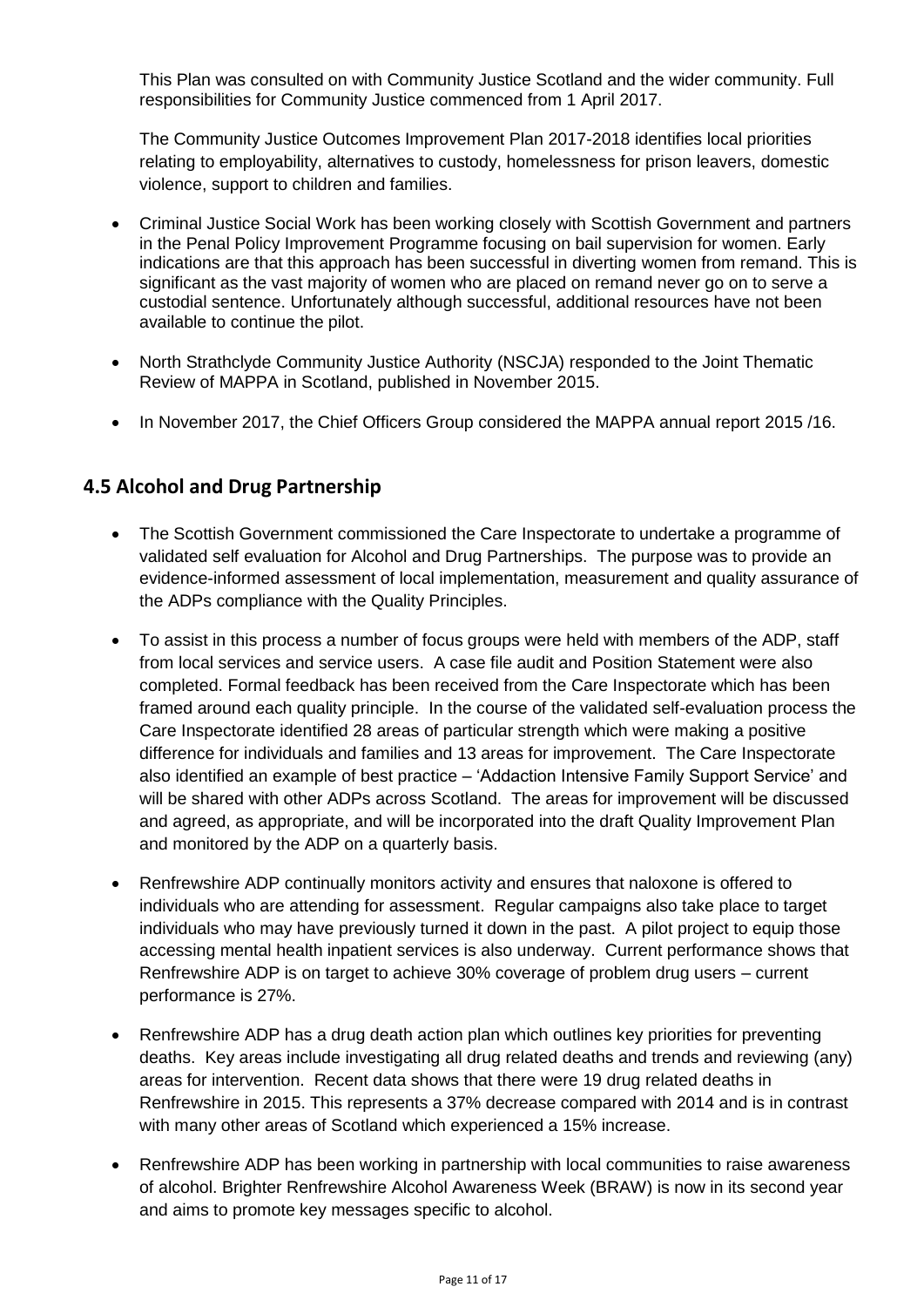This Plan was consulted on with Community Justice Scotland and the wider community. Full responsibilities for Community Justice commenced from 1 April 2017.

The Community Justice Outcomes Improvement Plan 2017-2018 identifies local priorities relating to employability, alternatives to custody, homelessness for prison leavers, domestic violence, support to children and families.

- Criminal Justice Social Work has been working closely with Scottish Government and partners in the Penal Policy Improvement Programme focusing on bail supervision for women. Early indications are that this approach has been successful in diverting women from remand. This is significant as the vast majority of women who are placed on remand never go on to serve a custodial sentence. Unfortunately although successful, additional resources have not been available to continue the pilot.
- North Strathclyde Community Justice Authority (NSCJA) responded to the Joint Thematic Review of MAPPA in Scotland, published in November 2015.
- In November 2017, the Chief Officers Group considered the MAPPA annual report 2015 /16.

## 4.5 Alcohol and Drug Partnership

- The Scottish Government commissioned the Care Inspectorate to undertake a programme of validated self evaluation for Alcohol and Drug Partnerships. The purpose was to provide an evidence-informed assessment of local implementation, measurement and quality assurance of the ADPs compliance with the Quality Principles.
- To assist in this process a number of focus groups were held with members of the ADP, staff from local services and service users. A case file audit and Position Statement were also completed. Formal feedback has been received from the Care Inspectorate which has been framed around each quality principle. In the course of the validated self-evaluation process the Care Inspectorate identified 28 areas of particular strength which were making a positive difference for individuals and families and 13 areas for improvement. The Care Inspectorate also identified an example of best practice – 'Addaction Intensive Family Support Service' and will be shared with other ADPs across Scotland. The areas for improvement will be discussed and agreed, as appropriate, and will be incorporated into the draft Quality Improvement Plan and monitored by the ADP on a quarterly basis.
- Renfrewshire ADP continually monitors activity and ensures that naloxone is offered to individuals who are attending for assessment. Regular campaigns also take place to target individuals who may have previously turned it down in the past. A pilot project to equip those accessing mental health inpatient services is also underway. Current performance shows that Renfrewshire ADP is on target to achieve 30% coverage of problem drug users – current performance is 27%.
- Renfrewshire ADP has a drug death action plan which outlines key priorities for preventing deaths. Key areas include investigating all drug related deaths and trends and reviewing (any) areas for intervention. Recent data shows that there were 19 drug related deaths in Renfrewshire in 2015. This represents a 37% decrease compared with 2014 and is in contrast with many other areas of Scotland which experienced a 15% increase.
- Renfrewshire ADP has been working in partnership with local communities to raise awareness of alcohol. Brighter Renfrewshire Alcohol Awareness Week (BRAW) is now in its second year and aims to promote key messages specific to alcohol.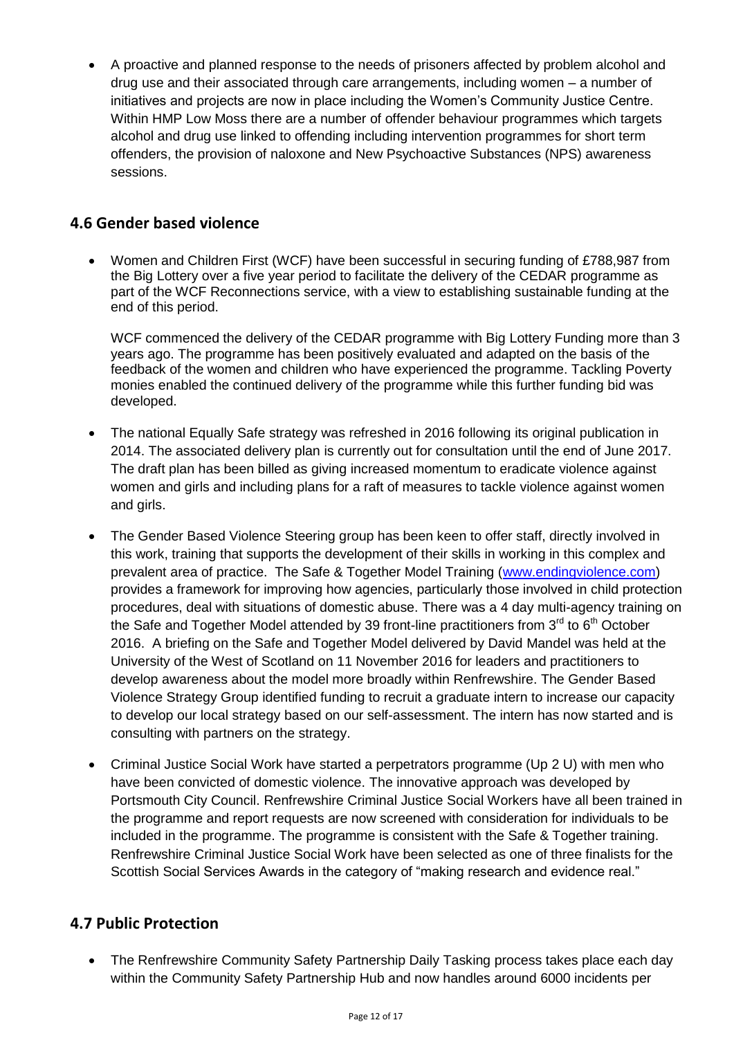- A proactive and planned response to the needs of prisoners affected by problem alcohol and drug use and their associated through care arrangements, including women – a number of initiatives and projects are now in place including the Women's Community Justice Centre. Within HMP Low Moss there are a number of offender behaviour programmes which targets alcohol and drug use linked to offending including intervention programmes for short term offenders, the provision of naloxone and New Psychoactive Substances (NPS) awareness sessions.

## 4.6 Gender based violence

- Women and Children First (WCF) have been successful in securing funding of £788,987 from the Big Lottery over a five year period to facilitate the delivery of the CEDAR programme as part of the WCF Reconnections service, with a view to establishing sustainable funding at the end of this period.

  WCF commenced the delivery of the CEDAR programme with Big Lottery Funding more than 3 years ago. The programme has been positively evaluated and adapted on the basis of the feedback of the women and children who have experienced the programme. Tackling Poverty monies enabled the continued delivery of the programme while this further funding bid was developed.

- The national Equally Safe strategy was refreshed in 2016 following its original publication in 2014. The associated delivery plan is currently out for consultation until the end of June 2017. The draft plan has been billed as giving increased momentum to eradicate violence against women and girls and including plans for a raft of measures to tackle violence against women and girls.

- The Gender Based Violence Steering group has been keen to offer staff, directly involved in this work, training that supports the development of their skills in working in this complex and prevalent area of practice. The Safe & Together Model Training (www.endingviolence.com) provides a framework for improving how agencies, particularly those involved in child protection procedures, deal with situations of domestic abuse. There was a 4 day multi-agency training on the Safe and Together Model attended by 39 front-line practitioners from 3rd to 6th October 2016. A briefing on the Safe and Together Model delivered by David Mandel was held at the University of the West of Scotland on 11 November 2016 for leaders and practitioners to develop awareness about the model more broadly within Renfrewshire. The Gender Based Violence Strategy Group identified funding to recruit a graduate intern to increase our capacity to develop our local strategy based on our self-assessment. The intern has now started and is consulting with partners on the strategy.

- Criminal Justice Social Work have started a perpetrators programme (Up 2 U) with men who have been convicted of domestic violence. The innovative approach was developed by Portsmouth City Council. Renfrewshire Criminal Justice Social Workers have all been trained in the programme and report requests are now screened with consideration for individuals to be included in the programme. The programme is consistent with the Safe & Together training. Renfrewshire Criminal Justice Social Work have been selected as one of three finalists for the Scottish Social Services Awards in the category of "making research and evidence real."

## 4.7 Public Protection

- The Renfrewshire Community Safety Partnership Daily Tasking process takes place each day within the Community Safety Partnership Hub and now handles around 6000 incidents per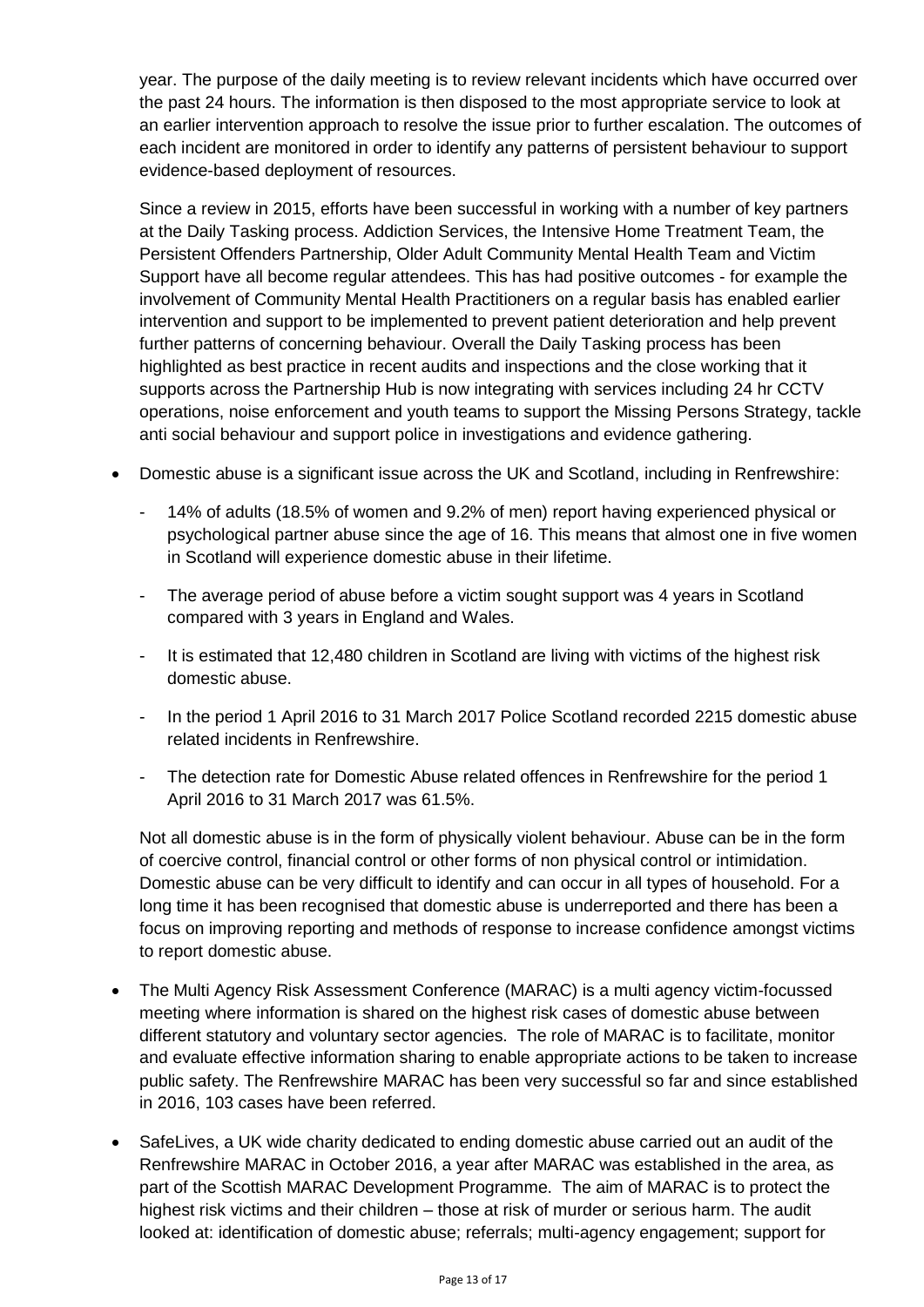year. The purpose of the daily meeting is to review relevant incidents which have occurred over the past 24 hours. The information is then disposed to the most appropriate service to look at an earlier intervention approach to resolve the issue prior to further escalation. The outcomes of each incident are monitored in order to identify any patterns of persistent behaviour to support evidence-based deployment of resources.

Since a review in 2015, efforts have been successful in working with a number of key partners at the Daily Tasking process. Addiction Services, the Intensive Home Treatment Team, the Persistent Offenders Partnership, Older Adult Community Mental Health Team and Victim Support have all become regular attendees. This has had positive outcomes - for example the involvement of Community Mental Health Practitioners on a regular basis has enabled earlier intervention and support to be implemented to prevent patient deterioration and help prevent further patterns of concerning behaviour. Overall the Daily Tasking process has been highlighted as best practice in recent audits and inspections and the close working that it supports across the Partnership Hub is now integrating with services including 24 hr CCTV operations, noise enforcement and youth teams to support the Missing Persons Strategy, tackle anti social behaviour and support police in investigations and evidence gathering.

- Domestic abuse is a significant issue across the UK and Scotland, including in Renfrewshire:
  - 14% of adults (18.5% of women and 9.2% of men) report having experienced physical or psychological partner abuse since the age of 16. This means that almost one in five women in Scotland will experience domestic abuse in their lifetime.
  - The average period of abuse before a victim sought support was 4 years in Scotland compared with 3 years in England and Wales.
  - It is estimated that 12,480 children in Scotland are living with victims of the highest risk domestic abuse.
  - In the period 1 April 2016 to 31 March 2017 Police Scotland recorded 2215 domestic abuse related incidents in Renfrewshire.
  - The detection rate for Domestic Abuse related offences in Renfrewshire for the period 1 April 2016 to 31 March 2017 was 61.5%.

  Not all domestic abuse is in the form of physically violent behaviour. Abuse can be in the form of coercive control, financial control or other forms of non physical control or intimidation. Domestic abuse can be very difficult to identify and can occur in all types of household. For a long time it has been recognised that domestic abuse is underreported and there has been a focus on improving reporting and methods of response to increase confidence amongst victims to report domestic abuse.

- The Multi Agency Risk Assessment Conference (MARAC) is a multi agency victim-focussed meeting where information is shared on the highest risk cases of domestic abuse between different statutory and voluntary sector agencies. The role of MARAC is to facilitate, monitor and evaluate effective information sharing to enable appropriate actions to be taken to increase public safety. The Renfrewshire MARAC has been very successful so far and since established in 2016, 103 cases have been referred.

- SafeLives, a UK wide charity dedicated to ending domestic abuse carried out an audit of the Renfrewshire MARAC in October 2016, a year after MARAC was established in the area, as part of the Scottish MARAC Development Programme. The aim of MARAC is to protect the highest risk victims and their children – those at risk of murder or serious harm. The audit looked at: identification of domestic abuse; referrals; multi-agency engagement; support for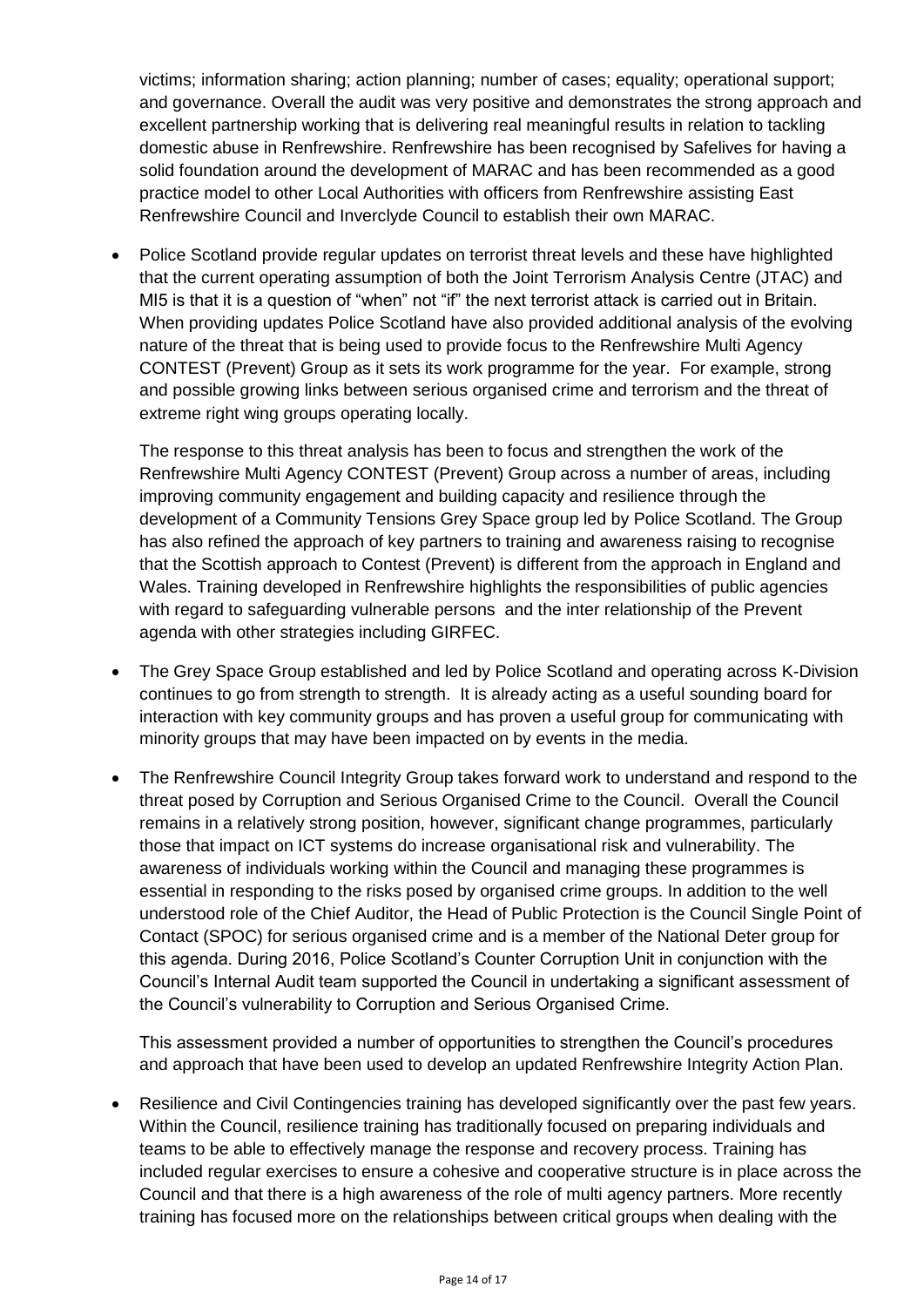victims; information sharing; action planning; number of cases; equality; operational support; and governance. Overall the audit was very positive and demonstrates the strong approach and excellent partnership working that is delivering real meaningful results in relation to tackling domestic abuse in Renfrewshire. Renfrewshire has been recognised by Safelives for having a solid foundation around the development of MARAC and has been recommended as a good practice model to other Local Authorities with officers from Renfrewshire assisting East Renfrewshire Council and Inverclyde Council to establish their own MARAC.

- Police Scotland provide regular updates on terrorist threat levels and these have highlighted that the current operating assumption of both the Joint Terrorism Analysis Centre (JTAC) and MI5 is that it is a question of "when" not "if" the next terrorist attack is carried out in Britain. When providing updates Police Scotland have also provided additional analysis of the evolving nature of the threat that is being used to provide focus to the Renfrewshire Multi Agency CONTEST (Prevent) Group as it sets its work programme for the year. For example, strong and possible growing links between serious organised crime and terrorism and the threat of extreme right wing groups operating locally.

  The response to this threat analysis has been to focus and strengthen the work of the Renfrewshire Multi Agency CONTEST (Prevent) Group across a number of areas, including improving community engagement and building capacity and resilience through the development of a Community Tensions Grey Space group led by Police Scotland. The Group has also refined the approach of key partners to training and awareness raising to recognise that the Scottish approach to Contest (Prevent) is different from the approach in England and Wales. Training developed in Renfrewshire highlights the responsibilities of public agencies with regard to safeguarding vulnerable persons and the inter relationship of the Prevent agenda with other strategies including GIRFEC.

- The Grey Space Group established and led by Police Scotland and operating across K-Division continues to go from strength to strength. It is already acting as a useful sounding board for interaction with key community groups and has proven a useful group for communicating with minority groups that may have been impacted on by events in the media.

- The Renfrewshire Council Integrity Group takes forward work to understand and respond to the threat posed by Corruption and Serious Organised Crime to the Council. Overall the Council remains in a relatively strong position, however, significant change programmes, particularly those that impact on ICT systems do increase organisational risk and vulnerability. The awareness of individuals working within the Council and managing these programmes is essential in responding to the risks posed by organised crime groups. In addition to the well understood role of the Chief Auditor, the Head of Public Protection is the Council Single Point of Contact (SPOC) for serious organised crime and is a member of the National Deter group for this agenda. During 2016, Police Scotland's Counter Corruption Unit in conjunction with the Council's Internal Audit team supported the Council in undertaking a significant assessment of the Council's vulnerability to Corruption and Serious Organised Crime.

  This assessment provided a number of opportunities to strengthen the Council's procedures and approach that have been used to develop an updated Renfrewshire Integrity Action Plan.

- Resilience and Civil Contingencies training has developed significantly over the past few years. Within the Council, resilience training has traditionally focused on preparing individuals and teams to be able to effectively manage the response and recovery process. Training has included regular exercises to ensure a cohesive and cooperative structure is in place across the Council and that there is a high awareness of the role of multi agency partners. More recently training has focused more on the relationships between critical groups when dealing with the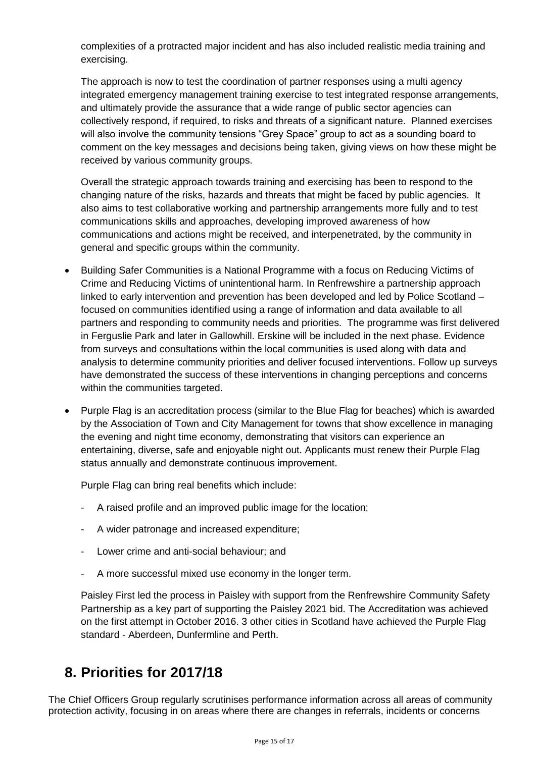complexities of a protracted major incident and has also included realistic media training and exercising.

The approach is now to test the coordination of partner responses using a multi agency integrated emergency management training exercise to test integrated response arrangements, and ultimately provide the assurance that a wide range of public sector agencies can collectively respond, if required, to risks and threats of a significant nature. Planned exercises will also involve the community tensions "Grey Space" group to act as a sounding board to comment on the key messages and decisions being taken, giving views on how these might be received by various community groups.

Overall the strategic approach towards training and exercising has been to respond to the changing nature of the risks, hazards and threats that might be faced by public agencies. It also aims to test collaborative working and partnership arrangements more fully and to test communications skills and approaches, developing improved awareness of how communications and actions might be received, and interpenetrated, by the community in general and specific groups within the community.

- Building Safer Communities is a National Programme with a focus on Reducing Victims of Crime and Reducing Victims of unintentional harm. In Renfrewshire a partnership approach linked to early intervention and prevention has been developed and led by Police Scotland – focused on communities identified using a range of information and data available to all partners and responding to community needs and priorities. The programme was first delivered in Ferguslie Park and later in Gallowhill. Erskine will be included in the next phase. Evidence from surveys and consultations within the local communities is used along with data and analysis to determine community priorities and deliver focused interventions. Follow up surveys have demonstrated the success of these interventions in changing perceptions and concerns within the communities targeted.

- Purple Flag is an accreditation process (similar to the Blue Flag for beaches) which is awarded by the Association of Town and City Management for towns that show excellence in managing the evening and night time economy, demonstrating that visitors can experience an entertaining, diverse, safe and enjoyable night out. Applicants must renew their Purple Flag status annually and demonstrate continuous improvement.

  Purple Flag can bring real benefits which include:

  - A raised profile and an improved public image for the location;
  - A wider patronage and increased expenditure;
  - Lower crime and anti-social behaviour; and
  - A more successful mixed use economy in the longer term.

  Paisley First led the process in Paisley with support from the Renfrewshire Community Safety Partnership as a key part of supporting the Paisley 2021 bid. The Accreditation was achieved on the first attempt in October 2016. 3 other cities in Scotland have achieved the Purple Flag standard - Aberdeen, Dunfermline and Perth.

## 8. Priorities for 2017/18

The Chief Officers Group regularly scrutinises performance information across all areas of community protection activity, focusing in on areas where there are changes in referrals, incidents or concerns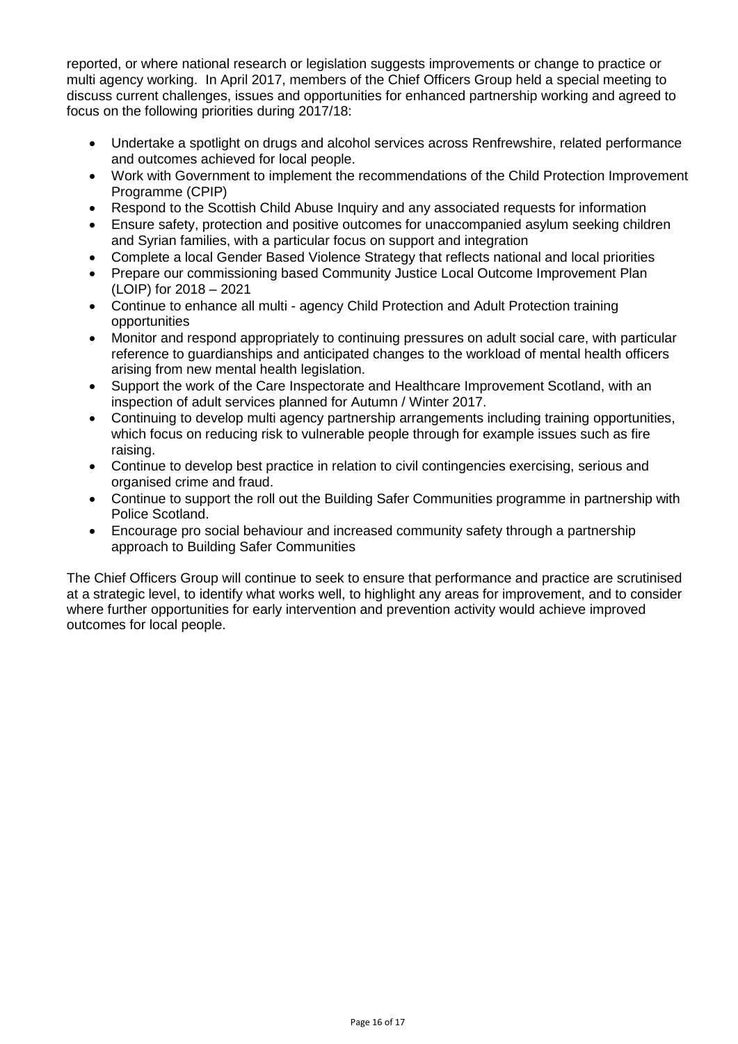reported, or where national research or legislation suggests improvements or change to practice or multi agency working. In April 2017, members of the Chief Officers Group held a special meeting to discuss current challenges, issues and opportunities for enhanced partnership working and agreed to focus on the following priorities during 2017/18:

- Undertake a spotlight on drugs and alcohol services across Renfrewshire, related performance and outcomes achieved for local people.
- Work with Government to implement the recommendations of the Child Protection Improvement Programme (CPIP)
- Respond to the Scottish Child Abuse Inquiry and any associated requests for information
- Ensure safety, protection and positive outcomes for unaccompanied asylum seeking children and Syrian families, with a particular focus on support and integration
- Complete a local Gender Based Violence Strategy that reflects national and local priorities
- Prepare our commissioning based Community Justice Local Outcome Improvement Plan (LOIP) for 2018 – 2021
- Continue to enhance all multi - agency Child Protection and Adult Protection training opportunities
- Monitor and respond appropriately to continuing pressures on adult social care, with particular reference to guardianships and anticipated changes to the workload of mental health officers arising from new mental health legislation.
- Support the work of the Care Inspectorate and Healthcare Improvement Scotland, with an inspection of adult services planned for Autumn / Winter 2017.
- Continuing to develop multi agency partnership arrangements including training opportunities, which focus on reducing risk to vulnerable people through for example issues such as fire raising.
- Continue to develop best practice in relation to civil contingencies exercising, serious and organised crime and fraud.
- Continue to support the roll out the Building Safer Communities programme in partnership with Police Scotland.
- Encourage pro social behaviour and increased community safety through a partnership approach to Building Safer Communities

The Chief Officers Group will continue to seek to ensure that performance and practice are scrutinised at a strategic level, to identify what works well, to highlight any areas for improvement, and to consider where further opportunities for early intervention and prevention activity would achieve improved outcomes for local people.